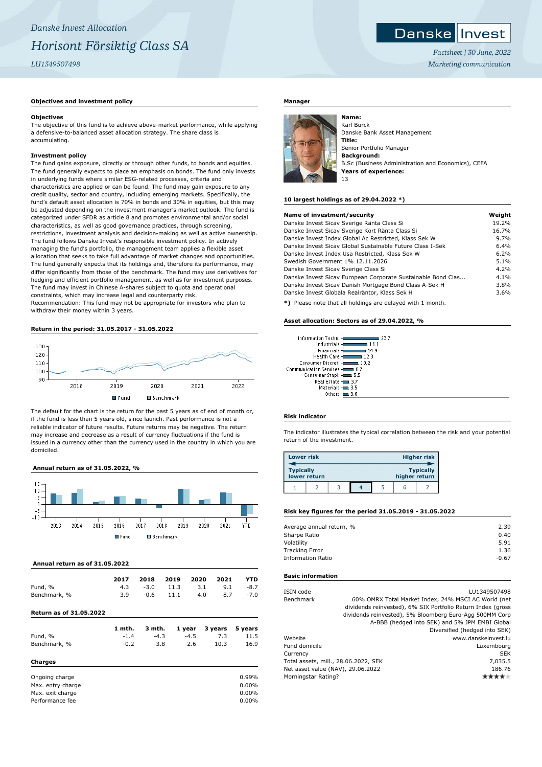*Danske Invest Allocation*

# *Horisont Försiktig Class SA*

*LU1349507498*

*Factsheet | 30 June, 2022*

*Marketing communication*

## Objectives and investment policy

### Objectives

The objective of this fund is to achieve above-market performance, while applying a defensive-to-balanced asset allocation strategy. The share class is accumulating.

### Investment policy

The fund gains exposure, directly or through other funds, to bonds and equities. The fund generally expects to place an emphasis on bonds. The fund only invests in underlying funds where similar ESG-related processes, criteria and characteristics are applied or can be found. The fund may gain exposure to any credit quality, sector and country, including emerging markets. Specifically, the fund's default asset allocation is 70% in bonds and 30% in equities, but this may be adjusted depending on the investment manager's market outlook. The fund is categorized under SFDR as article 8 and promotes environmental and/or social characteristics, as well as good governance practices, through screening, restrictions, investment analysis and decision-making as well as active ownership. The fund follows Danske Invest's responsible investment policy. In actively managing the fund's portfolio, the management team applies a flexible asset allocation that seeks to take full advantage of market changes and opportunities. The fund generally expects that its holdings and, therefore its performance, may differ significantly from those of the benchmark. The fund may use derivatives for hedging and efficient portfolio management, as well as for investment purposes. The fund may invest in Chinese A-shares subject to quota and operational constraints, which may increase legal and counterparty risk.
Recommendation: This fund may not be appropriate for investors who plan to withdraw their money within 3 years.

## Return in the period: 31.05.2017 - 31.05.2022

The default for the chart is the return for the past 5 years as of end of month or, if the fund is less than 5 years old, since launch. Past performance is not a reliable indicator of future results. Future returns may be negative. The return may increase and decrease as a result of currency fluctuations if the fund is issued in a currency other than the currency used in the country in which you are domiciled.

## Annual return as of 31.05.2022, %

## Annual return as of 31.05.2022

| | 2017 | 2018 | 2019 | 2020 | 2021 | YTD |
|---|---|---|---|---|---|---|
| Fund, % | 4.3 | -3.0 | 11.3 | 3.1 | 9.1 | -8.7 |
| Benchmark, % | 3.9 | -0.6 | 11.1 | 4.0 | 8.7 | -7.0 |

## Return as of 31.05.2022

| | 1 mth. | 3 mth. | 1 year | 3 years | 5 years |
|---|---|---|---|---|---|
| Fund, % | -1.4 | -4.3 | -4.5 | 7.3 | 11.5 |
| Benchmark, % | -0.2 | -3.8 | -2.6 | 10.3 | 16.9 |

## Charges

| | |
|---|---|
| Ongoing charge | 0.99% |
| Max. entry charge | 0.00% |
| Max. exit charge | 0.00% |
| Performance fee | 0.00% |

## Manager

**Name:**
Karl Burck
Danske Bank Asset Management
**Title:**
Senior Portfolio Manager
**Background:**
B.Sc (Business Administration and Economics), CEFA
**Years of experience:**
13

## 10 largest holdings as of 29.04.2022 *)

| Name of investment/security | Weight |
|---|---|
| Danske Invest Sicav Sverige Ränta Class Si | 19.2% |
| Danske Invest Sicav Sverige Kort Ränta Class Si | 16.7% |
| Danske Invest Index Global Ac Restricted, Klass Sek W | 9.7% |
| Danske Invest Sicav Global Sustainable Future Class I-Sek | 6.4% |
| Danske Invest Index Usa Restricted, Klass Sek W | 6.2% |
| Swedish Government 1% 12.11.2026 | 5.1% |
| Danske Invest Sicav Sverige Class Si | 4.2% |
| Danske Invest Sicav European Corporate Sustainable Bond Clas... | 4.1% |
| Danske Invest Sicav Danish Mortgage Bond Class A-Sek H | 3.8% |
| Danske Invest Globala Realräntor, Klass Sek H | 3.6% |

*) Please note that all holdings are delayed with 1 month.

## Asset allocation: Sectors as of 29.04.2022, %

| Sector | % |
|---|---|
| Information Techn. | 23.7 |
| Industrials | 16.1 |
| Financials | 14.9 |
| Health Care | 12.3 |
| Consumer Discret. | 10.2 |
| Communication Services | 6.7 |
| Consumer Stapl. | 5.5 |
| Real estate | 3.7 |
| Materials | 3.5 |
| Others | 3.6 |

## Risk indicator

The indicator illustrates the typical correlation between the risk and your potential return of the investment.

| Lower risk – Typically lower return | | | | | | Higher risk – Typically higher return |
|---|---|---|---|---|---|---|
| 1 | 2 | 3 | **4** | 5 | 6 | 7 |

## Risk key figures for the period 31.05.2019 - 31.05.2022

| | |
|---|---|
| Average annual return, % | 2.39 |
| Sharpe Ratio | 0.40 |
| Volatility | 5.91 |
| Tracking Error | 1.36 |
| Information Ratio | -0.67 |

## Basic information

| | |
|---|---|
| ISIN code | LU1349507498 |
| Benchmark | 60% OMRX Total Market Index, 24% MSCI AC World (net dividends reinvested), 6% SIX Portfolio Return Index (gross dividends reinvested), 5% Bloomberg Euro-Agg 500MM Corp A-BBB (hedged into SEK) and 5% JPM EMBI Global Diversified (hedged into SEK) |
| Website | www.danskeinvest.lu |
| Fund domicile | Luxembourg |
| Currency | SEK |
| Total assets, mill., 28.06.2022, SEK | 7,035.5 |
| Net asset value (NAV), 29.06.2022 | 186.76 |
| Morningstar Rating? | ★★★★ |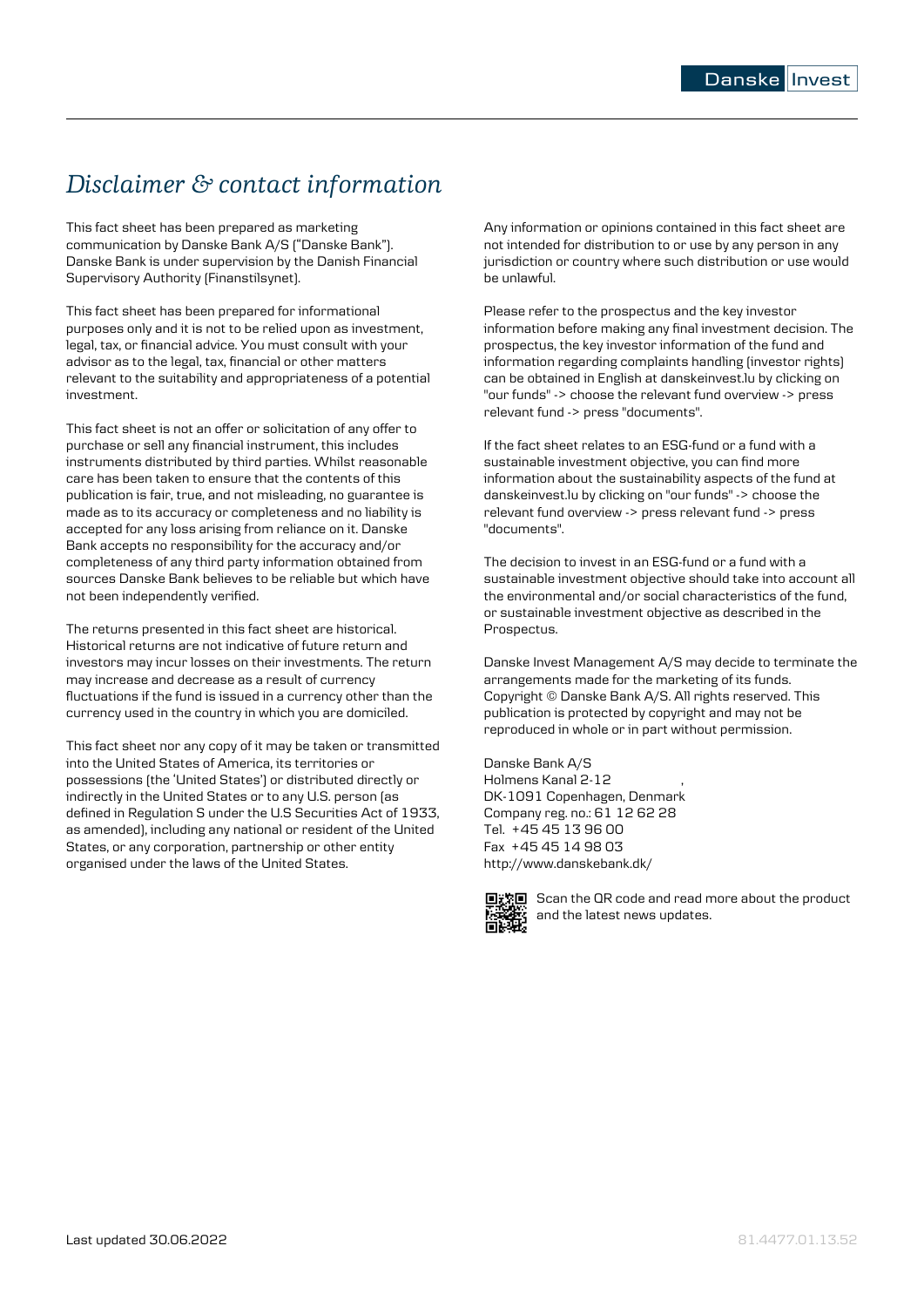# *Disclaimer & contact information*

This fact sheet has been prepared as marketing communication by Danske Bank A/S ("Danske Bank"). Danske Bank is under supervision by the Danish Financial Supervisory Authority (Finanstilsynet).

This fact sheet has been prepared for informational purposes only and it is not to be relied upon as investment, legal, tax, or financial advice. You must consult with your advisor as to the legal, tax, financial or other matters relevant to the suitability and appropriateness of a potential investment.

This fact sheet is not an offer or solicitation of any offer to purchase or sell any financial instrument, this includes instruments distributed by third parties. Whilst reasonable care has been taken to ensure that the contents of this publication is fair, true, and not misleading, no guarantee is made as to its accuracy or completeness and no liability is accepted for any loss arising from reliance on it. Danske Bank accepts no responsibility for the accuracy and/or completeness of any third party information obtained from sources Danske Bank believes to be reliable but which have not been independently verified.

The returns presented in this fact sheet are historical. Historical returns are not indicative of future return and investors may incur losses on their investments. The return may increase and decrease as a result of currency fluctuations if the fund is issued in a currency other than the currency used in the country in which you are domiciled.

This fact sheet nor any copy of it may be taken or transmitted into the United States of America, its territories or possessions (the 'United States') or distributed directly or indirectly in the United States or to any U.S. person (as defined in Regulation S under the U.S Securities Act of 1933, as amended), including any national or resident of the United States, or any corporation, partnership or other entity organised under the laws of the United States.

Any information or opinions contained in this fact sheet are not intended for distribution to or use by any person in any jurisdiction or country where such distribution or use would be unlawful.

Please refer to the prospectus and the key investor information before making any final investment decision. The prospectus, the key investor information of the fund and information regarding complaints handling (investor rights) can be obtained in English at danskeinvest.lu by clicking on "our funds" -> choose the relevant fund overview -> press relevant fund -> press "documents".

If the fact sheet relates to an ESG-fund or a fund with a sustainable investment objective, you can find more information about the sustainability aspects of the fund at danskeinvest.lu by clicking on "our funds" -> choose the relevant fund overview -> press relevant fund -> press "documents".

The decision to invest in an ESG-fund or a fund with a sustainable investment objective should take into account all the environmental and/or social characteristics of the fund, or sustainable investment objective as described in the Prospectus.

Danske Invest Management A/S may decide to terminate the arrangements made for the marketing of its funds. Copyright © Danske Bank A/S. All rights reserved. This publication is protected by copyright and may not be reproduced in whole or in part without permission.

Danske Bank A/S
Holmens Kanal 2-12
DK-1091 Copenhagen, Denmark
Company reg. no.: 61 12 62 28
Tel. +45 45 13 96 00
Fax +45 45 14 98 03
http://www.danskebank.dk/

Scan the QR code and read more about the product and the latest news updates.

Last updated 30.06.2022

81.4477.01.13.52